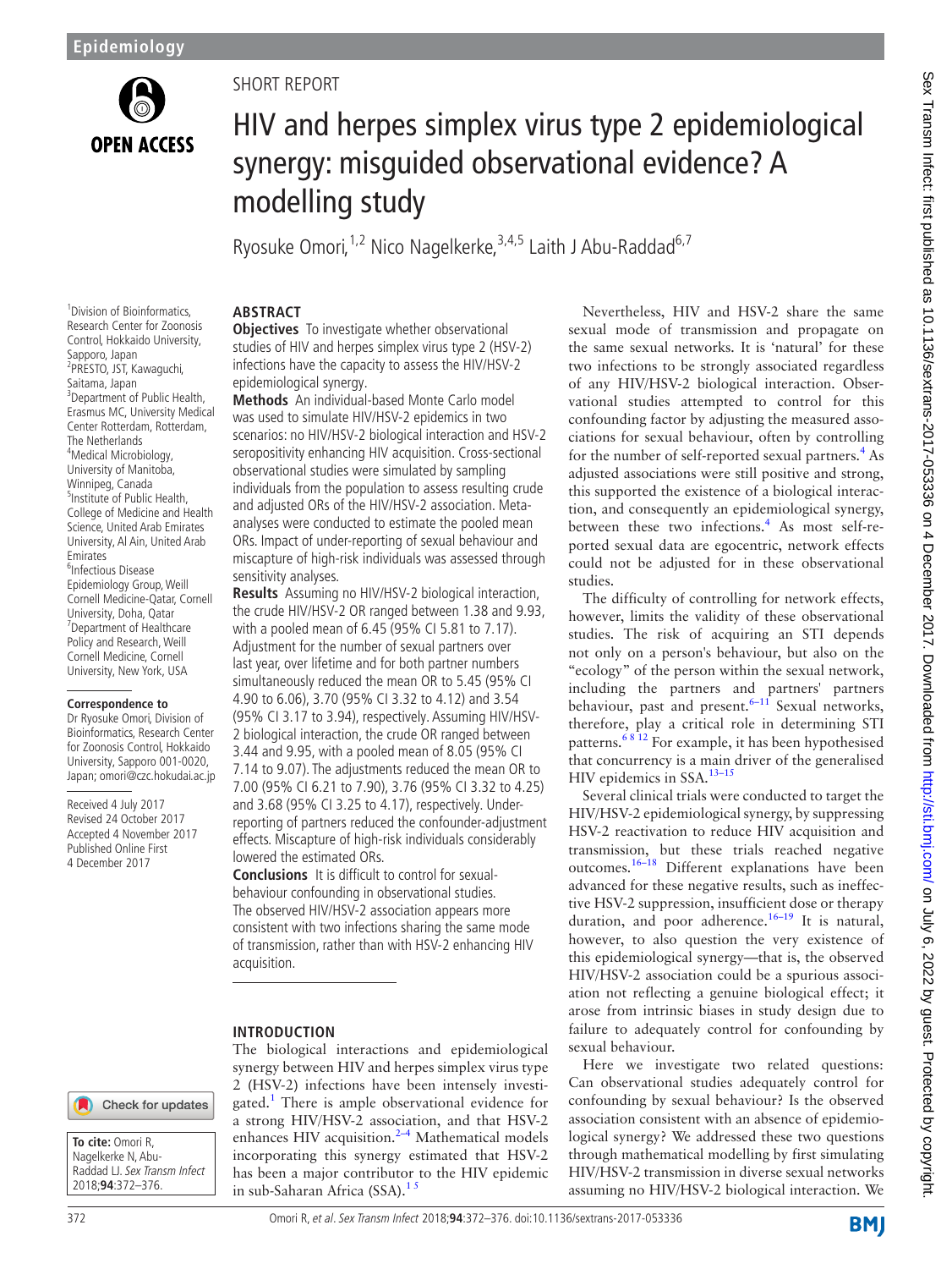SHORT REPORT

# HIV and herpes simplex virus type 2 epidemiological synergy: misguided observational evidence? A modelling study

Ryosuke Omori,[1,2] Nico Nagelkerke,[3,4,5] Laith J Abu-Raddad[6,7]

[1]Division of Bioinformatics, Research Center for Zoonosis Control, Hokkaido University, Sapporo, Japan
[2]PRESTO, JST, Kawaguchi, Saitama, Japan
[3]Department of Public Health, Erasmus MC, University Medical Center Rotterdam, Rotterdam, The Netherlands
[4]Medical Microbiology, University of Manitoba, Winnipeg, Canada
[5]Institute of Public Health, College of Medicine and Health Science, United Arab Emirates University, Al Ain, United Arab Emirates
[6]Infectious Disease Epidemiology Group, Weill Cornell Medicine-Qatar, Cornell University, Doha, Qatar
[7]Department of Healthcare Policy and Research, Weill Cornell Medicine, Cornell University, New York, USA

**Correspondence to**
Dr Ryosuke Omori, Division of Bioinformatics, Research Center for Zoonosis Control, Hokkaido University, Sapporo 001-0020, Japan; omori@czc.hokudai.ac.jp

Received 4 July 2017
Revised 24 October 2017
Accepted 4 November 2017
Published Online First 4 December 2017

**To cite:** Omori R, Nagelkerke N, Abu-Raddad LJ. *Sex Transm Infect* 2018;**94**:372–376.

## ABSTRACT

**Objectives** To investigate whether observational studies of HIV and herpes simplex virus type 2 (HSV-2) infections have the capacity to assess the HIV/HSV-2 epidemiological synergy.

**Methods** An individual-based Monte Carlo model was used to simulate HIV/HSV-2 epidemics in two scenarios: no HIV/HSV-2 biological interaction and HSV-2 seropositivity enhancing HIV acquisition. Cross-sectional observational studies were simulated by sampling individuals from the population to assess resulting crude and adjusted ORs of the HIV/HSV-2 association. Meta-analyses were conducted to estimate the pooled mean ORs. Impact of under-reporting of sexual behaviour and miscapture of high-risk individuals was assessed through sensitivity analyses.

**Results** Assuming no HIV/HSV-2 biological interaction, the crude HIV/HSV-2 OR ranged between 1.38 and 9.93, with a pooled mean of 6.45 (95% CI 5.81 to 7.17). Adjustment for the number of sexual partners over last year, over lifetime and for both partner numbers simultaneously reduced the mean OR to 5.45 (95% CI 4.90 to 6.06), 3.70 (95% CI 3.32 to 4.12) and 3.54 (95% CI 3.17 to 3.94), respectively. Assuming HIV/HSV-2 biological interaction, the crude OR ranged between 3.44 and 9.95, with a pooled mean of 8.05 (95% CI 7.14 to 9.07). The adjustments reduced the mean OR to 7.00 (95% CI 6.21 to 7.90), 3.76 (95% CI 3.32 to 4.25) and 3.68 (95% CI 3.25 to 4.17), respectively. Under-reporting of partners reduced the confounder-adjustment effects. Miscapture of high-risk individuals considerably lowered the estimated ORs.

**Conclusions** It is difficult to control for sexual-behaviour confounding in observational studies. The observed HIV/HSV-2 association appears more consistent with two infections sharing the same mode of transmission, rather than with HSV-2 enhancing HIV acquisition.

## INTRODUCTION

The biological interactions and epidemiological synergy between HIV and herpes simplex virus type 2 (HSV-2) infections have been intensely investigated.[1] There is ample observational evidence for a strong HIV/HSV-2 association, and that HSV-2 enhances HIV acquisition.[2–4] Mathematical models incorporating this synergy estimated that HSV-2 has been a major contributor to the HIV epidemic in sub-Saharan Africa (SSA).[1 5]

Nevertheless, HIV and HSV-2 share the same sexual mode of transmission and propagate on the same sexual networks. It is 'natural' for these two infections to be strongly associated regardless of any HIV/HSV-2 biological interaction. Observational studies attempted to control for this confounding factor by adjusting the measured associations for sexual behaviour, often by controlling for the number of self-reported sexual partners.[4] As adjusted associations were still positive and strong, this supported the existence of a biological interaction, and consequently an epidemiological synergy, between these two infections.[4] As most self-reported sexual data are egocentric, network effects could not be adjusted for in these observational studies.

The difficulty of controlling for network effects, however, limits the validity of these observational studies. The risk of acquiring an STI depends not only on a person's behaviour, but also on the "ecology" of the person within the sexual network, including the partners and partners' partners behaviour, past and present.[6–11] Sexual networks, therefore, play a critical role in determining STI patterns.[6 8 12] For example, it has been hypothesised that concurrency is a main driver of the generalised HIV epidemics in SSA.[13–15]

Several clinical trials were conducted to target the HIV/HSV-2 epidemiological synergy, by suppressing HSV-2 reactivation to reduce HIV acquisition and transmission, but these trials reached negative outcomes.[16–18] Different explanations have been advanced for these negative results, such as ineffective HSV-2 suppression, insufficient dose or therapy duration, and poor adherence.[16–19] It is natural, however, to also question the very existence of this epidemiological synergy—that is, the observed HIV/HSV-2 association could be a spurious association not reflecting a genuine biological effect; it arose from intrinsic biases in study design due to failure to adequately control for confounding by sexual behaviour.

Here we investigate two related questions: Can observational studies adequately control for confounding by sexual behaviour? Is the observed association consistent with an absence of epidemiological synergy? We addressed these two questions through mathematical modelling by first simulating HIV/HSV-2 transmission in diverse sexual networks assuming no HIV/HSV-2 biological interaction. We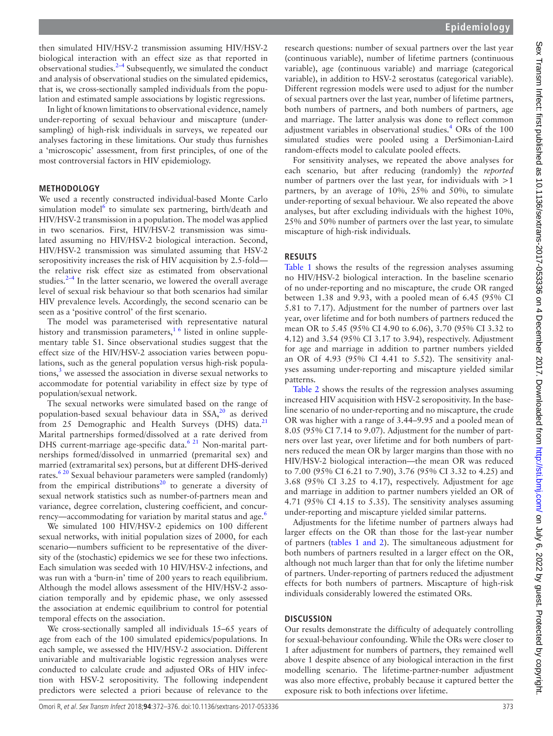then simulated HIV/HSV-2 transmission assuming HIV/HSV-2 biological interaction with an effect size as that reported in observational studies.[2–4] Subsequently, we simulated the conduct and analysis of observational studies on the simulated epidemics, that is, we cross-sectionally sampled individuals from the population and estimated sample associations by logistic regressions.

In light of known limitations to observational evidence, namely under-reporting of sexual behaviour and miscapture (undersampling) of high-risk individuals in surveys, we repeated our analyses factoring in these limitations. Our study thus furnishes a 'microscopic' assessment, from first principles, of one of the most controversial factors in HIV epidemiology.

## METHODOLOGY

We used a recently constructed individual-based Monte Carlo simulation model[6] to simulate sex partnering, birth/death and HIV/HSV-2 transmission in a population. The model was applied in two scenarios. First, HIV/HSV-2 transmission was simulated assuming no HIV/HSV-2 biological interaction. Second, HIV/HSV-2 transmission was simulated assuming that HSV-2 seropositivity increases the risk of HIV acquisition by 2.5-fold—the relative risk effect size as estimated from observational studies.[2–4] In the latter scenario, we lowered the overall average level of sexual risk behaviour so that both scenarios had similar HIV prevalence levels. Accordingly, the second scenario can be seen as a 'positive control' of the first scenario.

The model was parameterised with representative natural history and transmission parameters,[1 6] listed in online supplementary table S1. Since observational studies suggest that the effect size of the HIV/HSV-2 association varies between populations, such as the general population versus high-risk populations,[3] we assessed the association in diverse sexual networks to accommodate for potential variability in effect size by type of population/sexual network.

The sexual networks were simulated based on the range of population-based sexual behaviour data in SSA,[20] as derived from 25 Demographic and Health Surveys (DHS) data.[21] Marital partnerships formed/dissolved at a rate derived from DHS current-marriage age-specific data.[6 21] Non-marital partnerships formed/dissolved in unmarried (premarital sex) and married (extramarital sex) persons, but at different DHS-derived rates.[6 20] Sexual behaviour parameters were sampled (randomly) from the empirical distributions[20] to generate a diversity of sexual network statistics such as number-of-partners mean and variance, degree correlation, clustering coefficient, and concurrency—accommodating for variation by marital status and age.[6]

We simulated 100 HIV/HSV-2 epidemics on 100 different sexual networks, with initial population sizes of 2000, for each scenario—numbers sufficient to be representative of the diversity of the (stochastic) epidemics we see for these two infections. Each simulation was seeded with 10 HIV/HSV-2 infections, and was run with a 'burn-in' time of 200 years to reach equilibrium. Although the model allows assessment of the HIV/HSV-2 association temporally and by epidemic phase, we only assessed the association at endemic equilibrium to control for potential temporal effects on the association.

We cross-sectionally sampled all individuals 15–65 years of age from each of the 100 simulated epidemics/populations. In each sample, we assessed the HIV/HSV-2 association. Different univariable and multivariable logistic regression analyses were conducted to calculate crude and adjusted ORs of HIV infection with HSV-2 seropositivity. The following independent predictors were selected a priori because of relevance to the research questions: number of sexual partners over the last year (continuous variable), number of lifetime partners (continuous variable), age (continuous variable) and marriage (categorical variable), in addition to HSV-2 serostatus (categorical variable). Different regression models were used to adjust for the number of sexual partners over the last year, number of lifetime partners, both numbers of partners, and both numbers of partners, age and marriage. The latter analysis was done to reflect common adjustment variables in observational studies.[4] ORs of the 100 simulated studies were pooled using a DerSimonian-Laird random-effects model to calculate pooled effects.

For sensitivity analyses, we repeated the above analyses for each scenario, but after reducing (randomly) the *reported* number of partners over the last year, for individuals with >1 partners, by an average of 10%, 25% and 50%, to simulate under-reporting of sexual behaviour. We also repeated the above analyses, but after excluding individuals with the highest 10%, 25% and 50% number of partners over the last year, to simulate miscapture of high-risk individuals.

## RESULTS

Table 1 shows the results of the regression analyses assuming no HIV/HSV-2 biological interaction. In the baseline scenario of no under-reporting and no miscapture, the crude OR ranged between 1.38 and 9.93, with a pooled mean of 6.45 (95% CI 5.81 to 7.17). Adjustment for the number of partners over last year, over lifetime and for both numbers of partners reduced the mean OR to 5.45 (95% CI 4.90 to 6.06), 3.70 (95% CI 3.32 to 4.12) and 3.54 (95% CI 3.17 to 3.94), respectively. Adjustment for age and marriage in addition to partner numbers yielded an OR of 4.93 (95% CI 4.41 to 5.52). The sensitivity analyses assuming under-reporting and miscapture yielded similar patterns.

Table 2 shows the results of the regression analyses assuming increased HIV acquisition with HSV-2 seropositivity. In the baseline scenario of no under-reporting and no miscapture, the crude OR was higher with a range of 3.44–9.95 and a pooled mean of 8.05 (95% CI 7.14 to 9.07). Adjustment for the number of partners over last year, over lifetime and for both numbers of partners reduced the mean OR by larger margins than those with no HIV/HSV-2 biological interaction—the mean OR was reduced to 7.00 (95% CI 6.21 to 7.90), 3.76 (95% CI 3.32 to 4.25) and 3.68 (95% CI 3.25 to 4.17), respectively. Adjustment for age and marriage in addition to partner numbers yielded an OR of 4.71 (95% CI 4.15 to 5.35). The sensitivity analyses assuming under-reporting and miscapture yielded similar patterns.

Adjustments for the lifetime number of partners always had larger effects on the OR than those for the last-year number of partners (tables 1 and 2). The simultaneous adjustment for both numbers of partners resulted in a larger effect on the OR, although not much larger than that for only the lifetime number of partners. Under-reporting of partners reduced the adjustment effects for both numbers of partners. Miscapture of high-risk individuals considerably lowered the estimated ORs.

## DISCUSSION

Our results demonstrate the difficulty of adequately controlling for sexual-behaviour confounding. While the ORs were closer to 1 after adjustment for numbers of partners, they remained well above 1 despite absence of any biological interaction in the first modelling scenario. The lifetime-partner-number adjustment was also more effective, probably because it captured better the exposure risk to both infections over lifetime.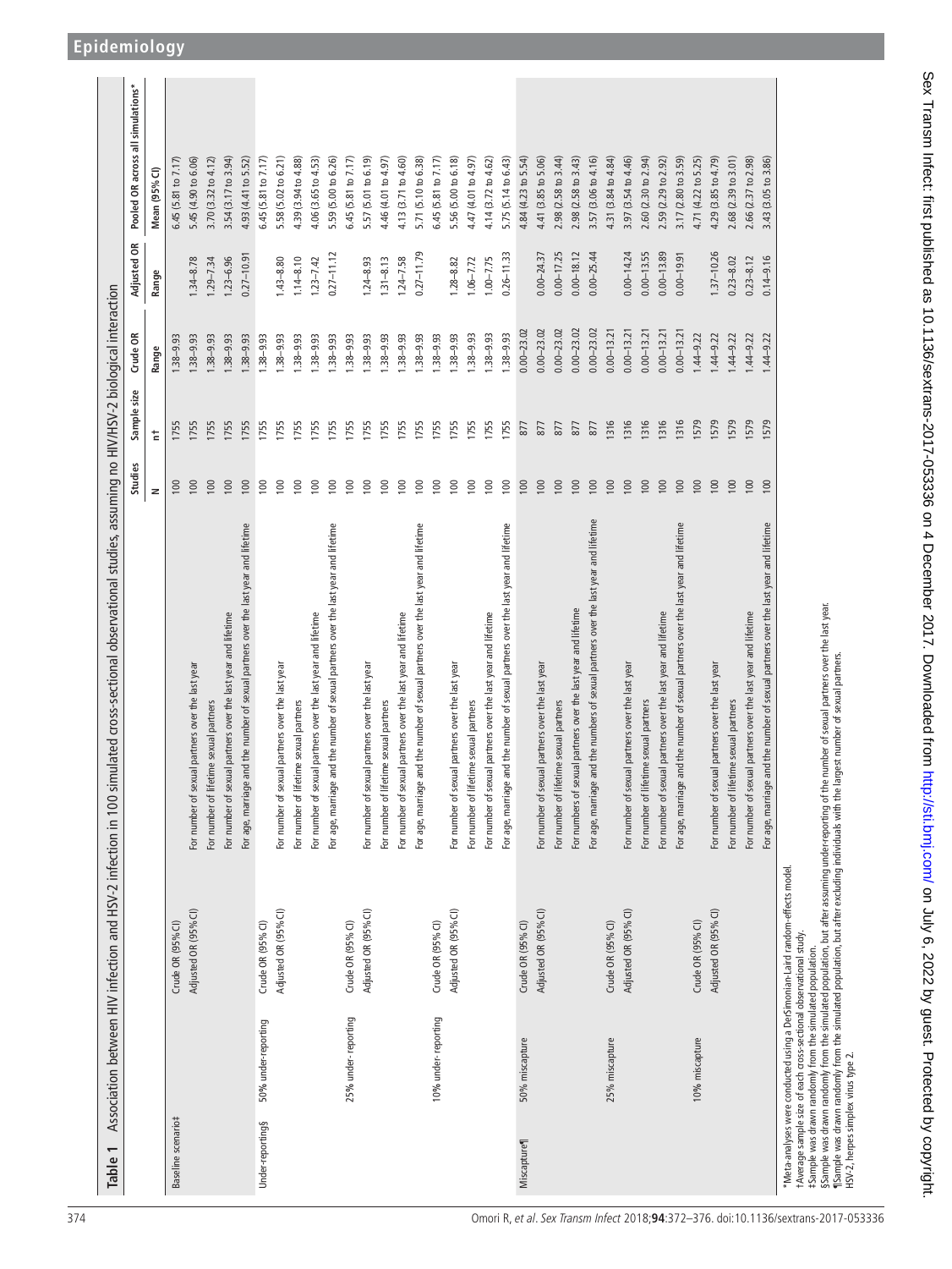**Table 1** Association between HIV infection and HSV-2 infection in 100 simulated cross-sectional observational studies, assuming no HIV/HSV-2 biological interaction

| | | | Studies | Sample size | Crude OR | Adjusted OR | Pooled OR across all simulations* |
|---|---|---|---|---|---|---|---|
| | | | N | n† | Range | Range | Mean (95% CI) |
| Baseline scenario‡ | Crude OR (95% CI) | | 100 | 1755 | 1.38–9.93 | | 6.45 (5.81 to 7.17) |
| | Adjusted OR (95% CI) | For number of sexual partners over the last year | 100 | 1755 | 1.38–9.93 | 1.34–8.78 | 5.45 (4.90 to 6.06) |
| | | For number of lifetime sexual partners | 100 | 1755 | 1.38–9.93 | 1.29–7.34 | 3.70 (3.32 to 4.12) |
| | | For number of sexual partners over the last year and lifetime | 100 | 1755 | 1.38–9.93 | 1.23–6.96 | 3.54 (3.17 to 3.94) |
| | | For age, marriage and the number of sexual partners over the last year and lifetime | 100 | 1755 | 1.38–9.93 | 0.27–10.91 | 4.93 (4.41 to 5.52) |
| Under-reporting§ 50% under-reporting | Crude OR (95% CI) | | 100 | 1755 | 1.38–9.93 | | 6.45 (5.81 to 7.17) |
| | Adjusted OR (95% CI) | For number of sexual partners over the last year | 100 | 1755 | 1.38–9.93 | 1.43–8.80 | 5.58 (5.02 to 6.21) |
| | | For number of lifetime sexual partners | 100 | 1755 | 1.38–9.93 | 1.14–8.10 | 4.39 (3.94 to 4.88) |
| | | For number of sexual partners over the last year and lifetime | 100 | 1755 | 1.38–9.93 | 1.23–7.42 | 4.06 (3.65 to 4.53) |
| | | For age, marriage and the number of sexual partners over the last year and lifetime | 100 | 1755 | 1.38–9.93 | 0.27–11.12 | 5.59 (5.00 to 6.26) |
| 25% under-reporting | Crude OR (95% CI) | | 100 | 1755 | 1.38–9.93 | | 6.45 (5.81 to 7.17) |
| | Adjusted OR (95% CI) | For number of sexual partners over the last year | 100 | 1755 | 1.38–9.93 | 1.24–8.93 | 5.57 (5.01 to 6.19) |
| | | For number of lifetime sexual partners | 100 | 1755 | 1.38–9.93 | 1.31–8.13 | 4.46 (4.01 to 4.97) |
| | | For number of sexual partners over the last year and lifetime | 100 | 1755 | 1.38–9.93 | 1.24–7.58 | 4.13 (3.71 to 4.60) |
| | | For age, marriage and the number of sexual partners over the last year and lifetime | 100 | 1755 | 1.38–9.93 | 0.27–11.79 | 5.71 (5.10 to 6.38) |
| 10% under-reporting | Crude OR (95% CI) | | 100 | 1755 | 1.38–9.93 | | 6.45 (5.81 to 7.17) |
| | Adjusted OR (95% CI) | For number of sexual partners over the last year | 100 | 1755 | 1.38–9.93 | 1.28–8.82 | 5.56 (5.00 to 6.18) |
| | | For number of lifetime sexual partners | 100 | 1755 | 1.38–9.93 | 1.06–7.72 | 4.47 (4.01 to 4.97) |
| | | For number of sexual partners over the last year and lifetime | 100 | 1755 | 1.38–9.93 | 1.00–7.75 | 4.14 (3.72 to 4.62) |
| | | For age, marriage and the number of sexual partners over the last year and lifetime | 100 | 1755 | 1.38–9.93 | 0.26–11.33 | 5.75 (5.14 to 6.43) |
| Miscapture¶ 50% miscapture | Crude OR (95% CI) | | 100 | 877 | 0.00–23.02 | | 4.84 (4.23 to 5.54) |
| | Adjusted OR (95% CI) | For number of sexual partners over the last year | 100 | 877 | 0.00–23.02 | 0.00–24.37 | 4.41 (3.85 to 5.06) |
| | | For number of lifetime sexual partners | 100 | 877 | 0.00–23.02 | 0.00–17.25 | 2.98 (2.58 to 3.44) |
| | | For numbers of sexual partners over the last year and lifetime | 100 | 877 | 0.00–23.02 | 0.00–18.12 | 2.98 (2.58 to 3.43) |
| | | For age, marriage and the numbers of sexual partners over the last year and lifetime | 100 | 877 | 0.00–23.02 | 0.00–25.44 | 3.57 (3.06 to 4.16) |
| 25% miscapture | Crude OR (95% CI) | | 100 | 1316 | 0.00–13.21 | | 4.31 (3.84 to 4.84) |
| | Adjusted OR (95% CI) | For number of sexual partners over the last year | 100 | 1316 | 0.00–13.21 | 0.00–14.24 | 3.97 (3.54 to 4.46) |
| | | For number of lifetime sexual partners | 100 | 1316 | 0.00–13.21 | 0.00–13.55 | 2.60 (2.30 to 2.94) |
| | | For number of sexual partners over the last year and lifetime | 100 | 1316 | 0.00–13.21 | 0.00–13.89 | 2.59 (2.29 to 2.92) |
| | | For age, marriage and the number of sexual partners over the last year and lifetime | 100 | 1316 | 0.00–13.21 | 0.00–19.91 | 3.17 (2.80 to 3.59) |
| 10% miscapture | Crude OR (95% CI) | | 100 | 1579 | 1.44–9.22 | | 4.71 (4.22 to 5.25) |
| | Adjusted OR (95% CI) | For number of sexual partners over the last year | 100 | 1579 | 1.44–9.22 | 1.37–10.26 | 4.29 (3.85 to 4.79) |
| | | For number of lifetime sexual partners | 100 | 1579 | 1.44–9.22 | 0.23–8.02 | 2.68 (2.39 to 3.01) |
| | | For number of sexual partners over the last year and lifetime | 100 | 1579 | 1.44–9.22 | 0.23–8.12 | 2.66 (2.37 to 2.98) |
| | | For age, marriage and the number of sexual partners over the last year and lifetime | 100 | 1579 | 1.44–9.22 | 0.14–9.16 | 3.43 (3.05 to 3.86) |

*Meta-analyses were conducted using a DerSimonian-Laird random-effects model.
†Average sample size of each cross-sectional observational study.
‡Sample was drawn randomly from the simulated population.
§Sample was drawn randomly from the simulated population, but after assuming under-reporting of the number of sexual partners over the last year.
¶Sample was drawn randomly from the simulated population, but after excluding individuals with the largest number of sexual partners.
HSV-2, herpes simplex virus type 2.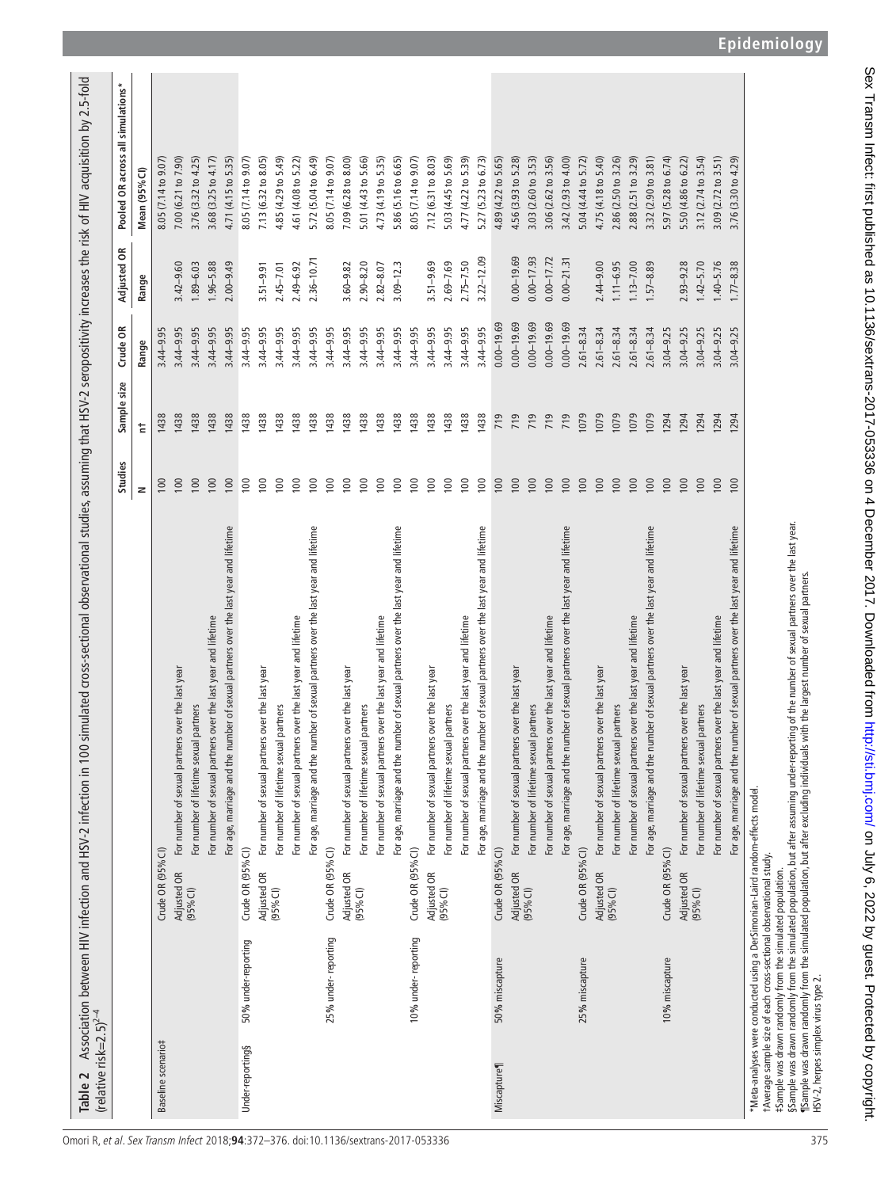**Table 2** Association between HIV infection and HSV-2 infection in 100 simulated cross-sectional observational studies, assuming that HSV-2 seropositivity increases the risk of HIV acquisition by 2.5-fold (relative risk=2.5)[2–4]

| | | | | Studies | Sample size | Crude OR | Adjusted OR | Pooled OR across all simulations* |
|---|---|---|---|---|---|---|---|---|
| | | | | N | n† | Range | Range | Mean (95% CI) |
| Baseline scenario‡ | | Crude OR (95% CI) | | 100 | 1438 | 3.44–9.95 | | 8.05 (7.14 to 9.07) |
| | | Adjusted OR (95% CI) | For number of sexual partners over the last year | 100 | 1438 | 3.44–9.95 | 3.42–9.60 | 7.00 (6.21 to 7.90) |
| | | | For number of lifetime sexual partners | 100 | 1438 | 3.44–9.95 | 1.89–6.03 | 3.76 (3.32 to 4.25) |
| | | | For number of sexual partners over the last year and lifetime | 100 | 1438 | 3.44–9.95 | 1.96–5.88 | 3.68 (3.25 to 4.17) |
| | | | For age, marriage and the number of sexual partners over the last year and lifetime | 100 | 1438 | 3.44–9.95 | 2.00–9.49 | 4.71 (4.15 to 5.35) |
| Under-reporting§ | 50% under-reporting | Crude OR (95% CI) | | 100 | 1438 | 3.44–9.95 | | 8.05 (7.14 to 9.07) |
| | | Adjusted OR (95% CI) | For number of sexual partners over the last year | 100 | 1438 | 3.44–9.95 | 3.51–9.91 | 7.13 (6.32 to 8.05) |
| | | | For number of lifetime sexual partners | 100 | 1438 | 3.44–9.95 | 2.45–7.01 | 4.85 (4.29 to 5.49) |
| | | | For number of sexual partners over the last year and lifetime | 100 | 1438 | 3.44–9.95 | 2.49–6.92 | 4.61 (4.08 to 5.22) |
| | | | For age, marriage and the number of sexual partners over the last year and lifetime | 100 | 1438 | 3.44–9.95 | 2.36–10.71 | 5.72 (5.04 to 6.49) |
| | 25% under-reporting | Crude OR (95% CI) | | 100 | 1438 | 3.44–9.95 | | 8.05 (7.14 to 9.07) |
| | | Adjusted OR (95% CI) | For number of sexual partners over the last year | 100 | 1438 | 3.44–9.95 | 3.60–9.82 | 7.09 (6.28 to 8.00) |
| | | | For number of lifetime sexual partners | 100 | 1438 | 3.44–9.95 | 2.90–8.20 | 5.01 (4.43 to 5.66) |
| | | | For number of sexual partners over the last year and lifetime | 100 | 1438 | 3.44–9.95 | 2.82–8.07 | 4.73 (4.19 to 5.35) |
| | | | For age, marriage and the number of sexual partners over the last year and lifetime | 100 | 1438 | 3.44–9.95 | 3.09–12.3 | 5.86 (5.16 to 6.65) |
| | 10% under-reporting | Crude OR (95% CI) | | 100 | 1438 | 3.44–9.95 | | 8.05 (7.14 to 9.07) |
| | | Adjusted OR (95% CI) | For number of sexual partners over the last year | 100 | 1438 | 3.44–9.95 | 3.51–9.69 | 7.12 (6.31 to 8.03) |
| | | | For number of lifetime sexual partners | 100 | 1438 | 3.44–9.95 | 2.69–7.69 | 5.03 (4.45 to 5.69) |
| | | | For number of sexual partners over the last year and lifetime | 100 | 1438 | 3.44–9.95 | 2.75–7.50 | 4.77 (4.22 to 5.39) |
| | | | For age, marriage and the number of sexual partners over the last year and lifetime | 100 | 1438 | 3.44–9.95 | 3.22–12.09 | 5.27 (5.23 to 6.73) |
| Miscapture¶ | 50% miscapture | Crude OR (95% CI) | | 100 | 719 | 0.00–19.69 | | 4.89 (4.22 to 5.65) |
| | | Adjusted OR (95% CI) | For number of sexual partners over the last year | 100 | 719 | 0.00–19.69 | 0.00–19.69 | 4.56 (3.93 to 5.28) |
| | | | For number of lifetime sexual partners | 100 | 719 | 0.00–19.69 | 0.00–17.93 | 3.03 (2.60 to 3.53) |
| | | | For number of sexual partners over the last year and lifetime | 100 | 719 | 0.00–19.69 | 0.00–17.72 | 3.06 (2.62 to 3.56) |
| | | | For age, marriage and the number of sexual partners over the last year and lifetime | 100 | 719 | 0.00–19.69 | 0.00–21.31 | 3.42 (2.93 to 4.00) |
| | 25% miscapture | Crude OR (95% CI) | | 100 | 1079 | 2.61–8.34 | | 5.04 (4.44 to 5.72) |
| | | Adjusted OR (95% CI) | For number of sexual partners over the last year | 100 | 1079 | 2.61–8.34 | 2.44–9.00 | 4.75 (4.18 to 5.40) |
| | | | For number of lifetime sexual partners | 100 | 1079 | 2.61–8.34 | 1.11–6.95 | 2.86 (2.50 to 3.26) |
| | | | For number of sexual partners over the last year and lifetime | 100 | 1079 | 2.61–8.34 | 1.13–7.00 | 2.88 (2.51 to 3.29) |
| | | | For age, marriage and the number of sexual partners over the last year and lifetime | 100 | 1079 | 2.61–8.34 | 1.57–8.89 | 3.32 (2.90 to 3.81) |
| | 10% miscapture | Crude OR (95% CI) | | 100 | 1294 | 3.04–9.25 | | 5.97 (5.28 to 6.74) |
| | | Adjusted OR (95% CI) | For number of sexual partners over the last year | 100 | 1294 | 3.04–9.25 | 2.93–9.28 | 5.50 (4.86 to 6.22) |
| | | | For number of lifetime sexual partners | 100 | 1294 | 3.04–9.25 | 1.42–5.70 | 3.12 (2.74 to 3.54) |
| | | | For number of sexual partners over the last year and lifetime | 100 | 1294 | 3.04–9.25 | 1.40–5.76 | 3.09 (2.72 to 3.51) |
| | | | For age, marriage and the number of sexual partners over the last year and lifetime | 100 | 1294 | 3.04–9.25 | 1.77–8.38 | 3.76 (3.30 to 4.29) |

*Meta-analyses were conducted using a DerSimonian-Laird random-effects model.
†Average sample size of each cross-sectional observational study.
‡Sample was drawn randomly from the simulated population.
§Sample was drawn randomly from the simulated population, but after assuming under-reporting of the number of sexual partners over the last year.
¶Sample was drawn randomly from the simulated population, but after excluding individuals with the largest number of sexual partners.
HSV-2, herpes simplex virus type 2.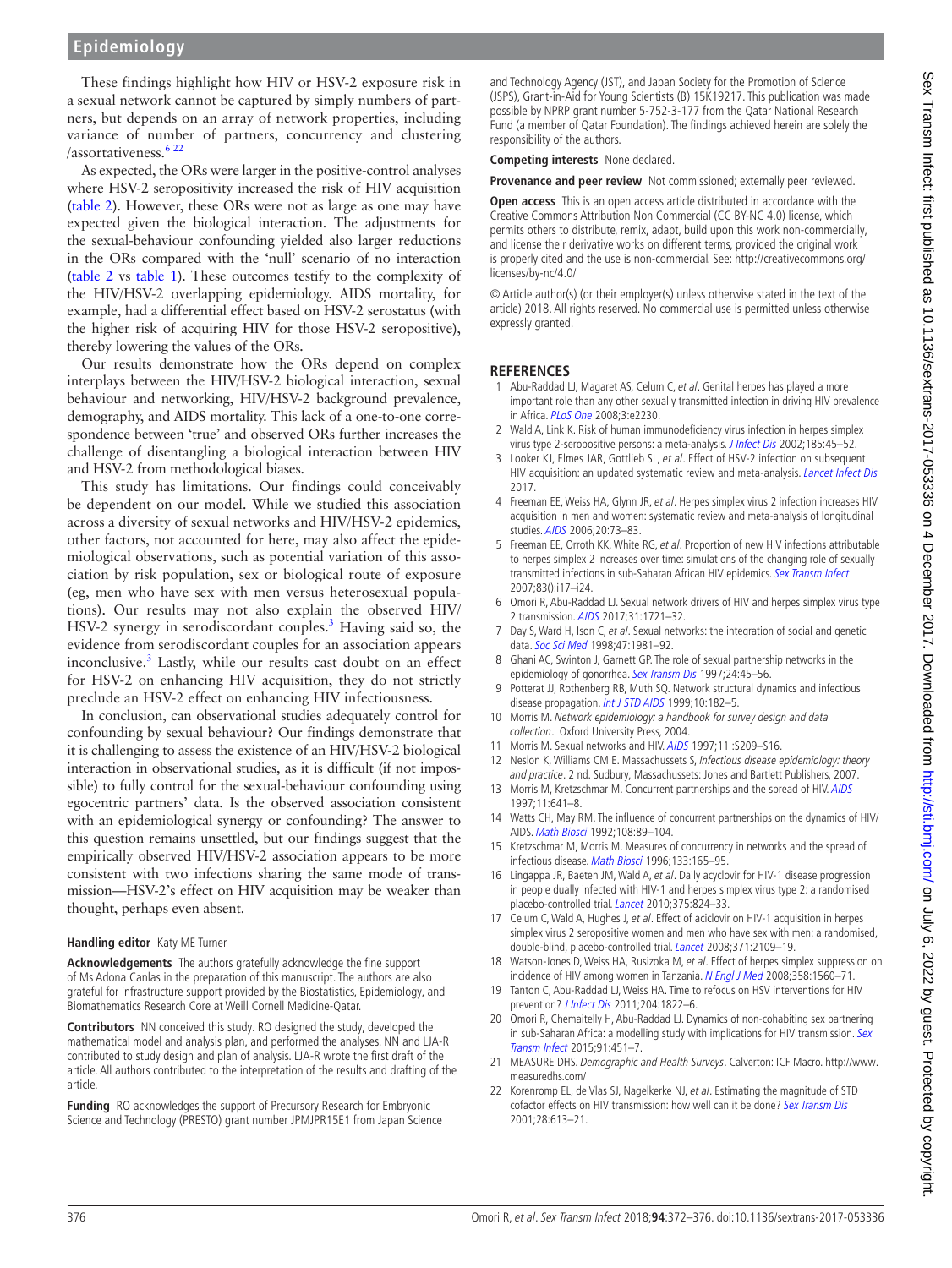These findings highlight how HIV or HSV-2 exposure risk in a sexual network cannot be captured by simply numbers of partners, but depends on an array of network properties, including variance of number of partners, concurrency and clustering /assortativeness.[6 22]

As expected, the ORs were larger in the positive-control analyses where HSV-2 seropositivity increased the risk of HIV acquisition (table 2). However, these ORs were not as large as one may have expected given the biological interaction. The adjustments for the sexual-behaviour confounding yielded also larger reductions in the ORs compared with the 'null' scenario of no interaction (table 2 vs table 1). These outcomes testify to the complexity of the HIV/HSV-2 overlapping epidemiology. AIDS mortality, for example, had a differential effect based on HSV-2 serostatus (with the higher risk of acquiring HIV for those HSV-2 seropositive), thereby lowering the values of the ORs.

Our results demonstrate how the ORs depend on complex interplays between the HIV/HSV-2 biological interaction, sexual behaviour and networking, HIV/HSV-2 background prevalence, demography, and AIDS mortality. This lack of a one-to-one correspondence between 'true' and observed ORs further increases the challenge of disentangling a biological interaction between HIV and HSV-2 from methodological biases.

This study has limitations. Our findings could conceivably be dependent on our model. While we studied this association across a diversity of sexual networks and HIV/HSV-2 epidemics, other factors, not accounted for here, may also affect the epidemiological observations, such as potential variation of this association by risk population, sex or biological route of exposure (eg, men who have sex with men versus heterosexual populations). Our results may not also explain the observed HIV/HSV-2 synergy in serodiscordant couples.[3] Having said so, the evidence from serodiscordant couples for an association appears inconclusive.[3] Lastly, while our results cast doubt on an effect for HSV-2 on enhancing HIV acquisition, they do not strictly preclude an HSV-2 effect on enhancing HIV infectiousness.

In conclusion, can observational studies adequately control for confounding by sexual behaviour? Our findings demonstrate that it is challenging to assess the existence of an HIV/HSV-2 biological interaction in observational studies, as it is difficult (if not impossible) to fully control for the sexual-behaviour confounding using egocentric partners' data. Is the observed association consistent with an epidemiological synergy or confounding? The answer to this question remains unsettled, but our findings suggest that the empirically observed HIV/HSV-2 association appears to be more consistent with two infections sharing the same mode of transmission—HSV-2's effect on HIV acquisition may be weaker than thought, perhaps even absent.

**Handling editor** Katy ME Turner

**Acknowledgements** The authors gratefully acknowledge the fine support of Ms Adona Canlas in the preparation of this manuscript. The authors are also grateful for infrastructure support provided by the Biostatistics, Epidemiology, and Biomathematics Research Core at Weill Cornell Medicine-Qatar.

**Contributors** NN conceived this study. RO designed the study, developed the mathematical model and analysis plan, and performed the analyses. NN and LJA-R contributed to study design and plan of analysis. LJA-R wrote the first draft of the article. All authors contributed to the interpretation of the results and drafting of the article.

**Funding** RO acknowledges the support of Precursory Research for Embryonic Science and Technology (PRESTO) grant number JPMJPR15E1 from Japan Science and Technology Agency (JST), and Japan Society for the Promotion of Science (JSPS), Grant-in-Aid for Young Scientists (B) 15K19217. This publication was made possible by NPRP grant number 5-752-3-177 from the Qatar National Research Fund (a member of Qatar Foundation). The findings achieved herein are solely the responsibility of the authors.

**Competing interests** None declared.

**Provenance and peer review** Not commissioned; externally peer reviewed.

**Open access** This is an open access article distributed in accordance with the Creative Commons Attribution Non Commercial (CC BY-NC 4.0) license, which permits others to distribute, remix, adapt, build upon this work non-commercially, and license their derivative works on different terms, provided the original work is properly cited and the use is non-commercial. See: http://creativecommons.org/licenses/by-nc/4.0/

© Article author(s) (or their employer(s) unless otherwise stated in the text of the article) 2018. All rights reserved. No commercial use is permitted unless otherwise expressly granted.

## REFERENCES

1. Abu-Raddad LJ, Magaret AS, Celum C, *et al*. Genital herpes has played a more important role than any other sexually transmitted infection in driving HIV prevalence in Africa. *PLoS One* 2008;3:e2230.
2. Wald A, Link K. Risk of human immunodeficiency virus infection in herpes simplex virus type 2-seropositive persons: a meta-analysis. *J Infect Dis* 2002;185:45–52.
3. Looker KJ, Elmes JAR, Gottlieb SL, *et al*. Effect of HSV-2 infection on subsequent HIV acquisition: an updated systematic review and meta-analysis. *Lancet Infect Dis* 2017.
4. Freeman EE, Weiss HA, Glynn JR, *et al*. Herpes simplex virus 2 infection increases HIV acquisition in men and women: systematic review and meta-analysis of longitudinal studies. *AIDS* 2006;20:73–83.
5. Freeman EE, Orroth KK, White RG, *et al*. Proportion of new HIV infections attributable to herpes simplex 2 increases over time: simulations of the changing role of sexually transmitted infections in sub-Saharan African HIV epidemics. *Sex Transm Infect* 2007;83():i17–i24.
6. Omori R, Abu-Raddad LJ. Sexual network drivers of HIV and herpes simplex virus type 2 transmission. *AIDS* 2017;31:1721–32.
7. Day S, Ward H, Ison C, *et al*. Sexual networks: the integration of social and genetic data. *Soc Sci Med* 1998;47:1981–92.
8. Ghani AC, Swinton J, Garnett GP. The role of sexual partnership networks in the epidemiology of gonorrhea. *Sex Transm Dis* 1997;24:45–56.
9. Potterat JJ, Rothenberg RB, Muth SQ. Network structural dynamics and infectious disease propagation. *Int J STD AIDS* 1999;10:182–5.
10. Morris M. *Network epidemiology: a handbook for survey design and data collection*. Oxford University Press, 2004.
11. Morris M. Sexual networks and HIV. *AIDS* 1997;11 :S209–S16.
12. Neslon K, Williams CM E. Massachussets S, *Infectious disease epidemiology: theory and practice*. 2 nd. Sudbury, Massachussets: Jones and Bartlett Publishers, 2007.
13. Morris M, Kretzschmar M. Concurrent partnerships and the spread of HIV. *AIDS* 1997;11:641–8.
14. Watts CH, May RM. The influence of concurrent partnerships on the dynamics of HIV/AIDS. *Math Biosci* 1992;108:89–104.
15. Kretzschmar M, Morris M. Measures of concurrency in networks and the spread of infectious disease. *Math Biosci* 1996;133:165–95.
16. Lingappa JR, Baeten JM, Wald A, *et al*. Daily acyclovir for HIV-1 disease progression in people dually infected with HIV-1 and herpes simplex virus type 2: a randomised placebo-controlled trial. *Lancet* 2010;375:824–33.
17. Celum C, Wald A, Hughes J, *et al*. Effect of aciclovir on HIV-1 acquisition in herpes simplex virus 2 seropositive women and men who have sex with men: a randomised, double-blind, placebo-controlled trial. *Lancet* 2008;371:2109–19.
18. Watson-Jones D, Weiss HA, Rusizoka M, *et al*. Effect of herpes simplex suppression on incidence of HIV among women in Tanzania. *N Engl J Med* 2008;358:1560–71.
19. Tanton C, Abu-Raddad LJ, Weiss HA. Time to refocus on HSV interventions for HIV prevention? *J Infect Dis* 2011;204:1822–6.
20. Omori R, Chemaitelly H, Abu-Raddad LJ. Dynamics of non-cohabiting sex partnering in sub-Saharan Africa: a modelling study with implications for HIV transmission. *Sex Transm Infect* 2015;91:451–7.
21. MEASURE DHS. *Demographic and Health Surveys*. Calverton: ICF Macro. http://www.measuredhs.com/
22. Korenromp EL, de Vlas SJ, Nagelkerke NJ, *et al*. Estimating the magnitude of STD cofactor effects on HIV transmission: how well can it be done? *Sex Transm Dis* 2001;28:613–21.